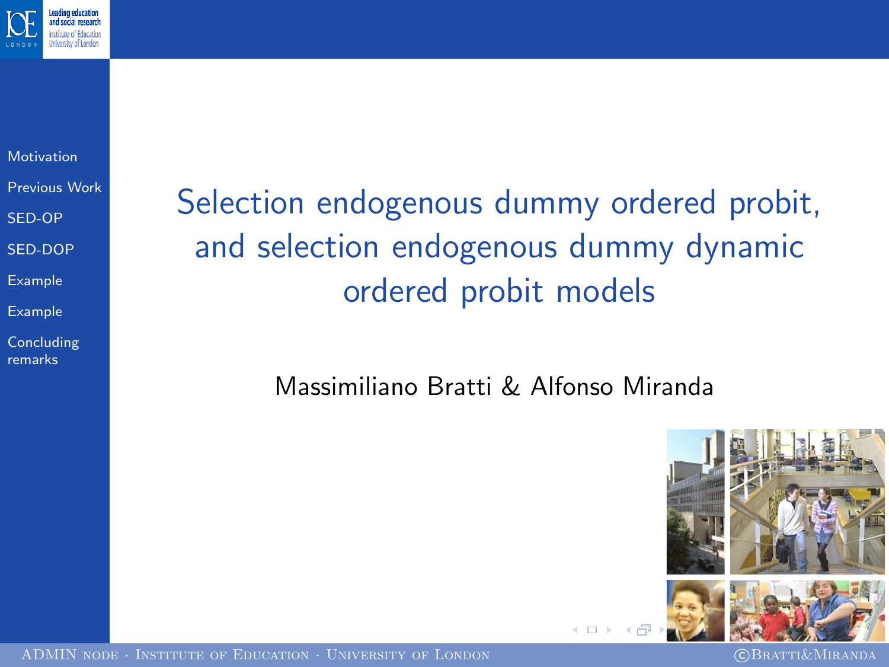# Selection endogenous dummy ordered probit, and selection endogenous dummy dynamic ordered probit models

Massimiliano Bratti & Alfonso Miranda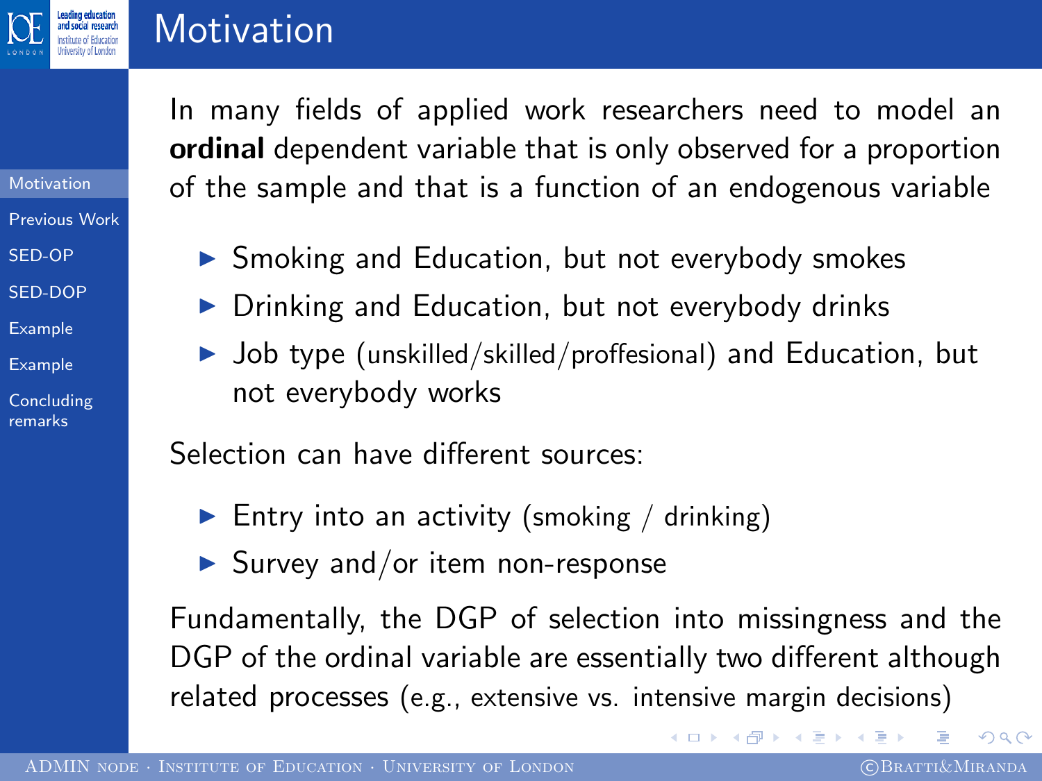# Motivation

In many fields of applied work researchers need to model an **ordinal** dependent variable that is only observed for a proportion of the sample and that is a function of an endogenous variable

- Smoking and Education, but not everybody smokes
- Drinking and Education, but not everybody drinks
- Job type (unskilled/skilled/proffesional) and Education, but not everybody works

Selection can have different sources:

- Entry into an activity (smoking / drinking)
- Survey and/or item non-response

Fundamentally, the DGP of selection into missingness and the DGP of the ordinal variable are essentially two different although related processes (e.g., extensive vs. intensive margin decisions)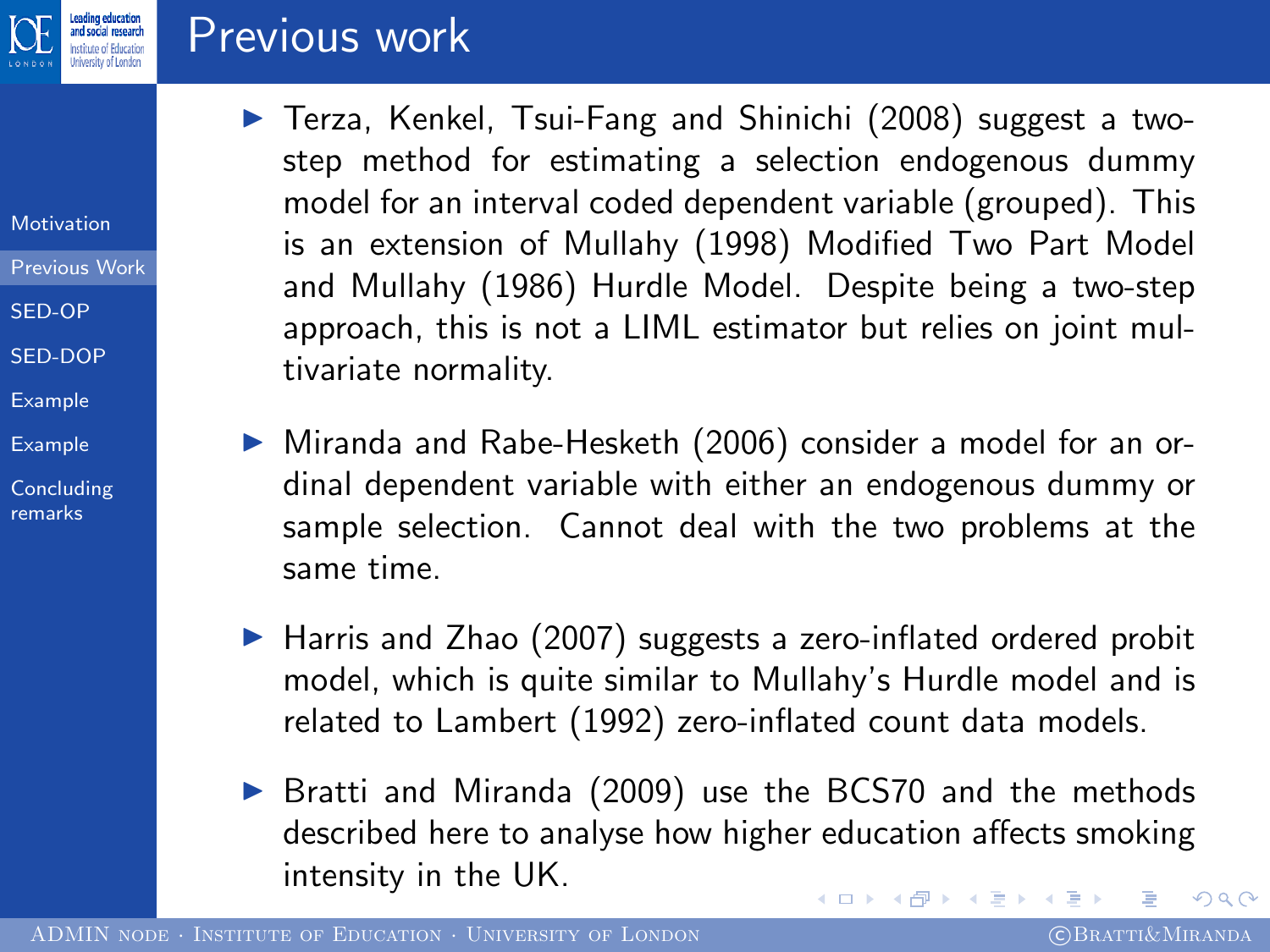# Previous work

- Terza, Kenkel, Tsui-Fang and Shinichi (2008) suggest a two-step method for estimating a selection endogenous dummy model for an interval coded dependent variable (grouped). This is an extension of Mullahy (1998) Modified Two Part Model and Mullahy (1986) Hurdle Model. Despite being a two-step approach, this is not a LIML estimator but relies on joint multivariate normality.

- Miranda and Rabe-Hesketh (2006) consider a model for an ordinal dependent variable with either an endogenous dummy or sample selection. Cannot deal with the two problems at the same time.

- Harris and Zhao (2007) suggests a zero-inflated ordered probit model, which is quite similar to Mullahy's Hurdle model and is related to Lambert (1992) zero-inflated count data models.

- Bratti and Miranda (2009) use the BCS70 and the methods described here to analyse how higher education affects smoking intensity in the UK.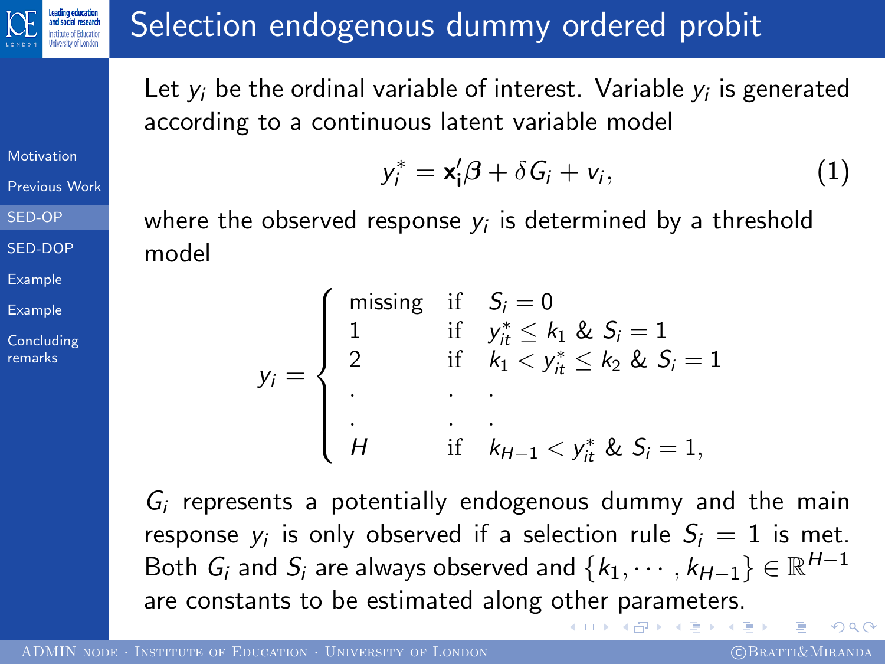# Selection endogenous dummy ordered probit

Let $y_i$ be the ordinal variable of interest. Variable $y_i$ is generated according to a continuous latent variable model

$$y_i^* = \mathbf{x_i}'\beta + \delta G_i + v_i, \tag{1}$$

where the observed response $y_i$ is determined by a threshold model

$$y_i = \begin{cases} \text{missing} & \text{if} \quad S_i = 0 \\ 1 & \text{if} \quad y_{it}^* \leq k_1 \ \& \ S_i = 1 \\ 2 & \text{if} \quad k_1 < y_{it}^* \leq k_2 \ \& \ S_i = 1 \\ . & . \quad . \\ . & . \quad . \\ H & \text{if} \quad k_{H-1} < y_{it}^* \ \& \ S_i = 1, \end{cases}$$

$G_i$ represents a potentially endogenous dummy and the main response $y_i$ is only observed if a selection rule $S_i = 1$ is met. Both $G_i$ and $S_i$ are always observed and $\{k_1, \cdots, k_{H-1}\} \in \mathbb{R}^{H-1}$ are constants to be estimated along other parameters.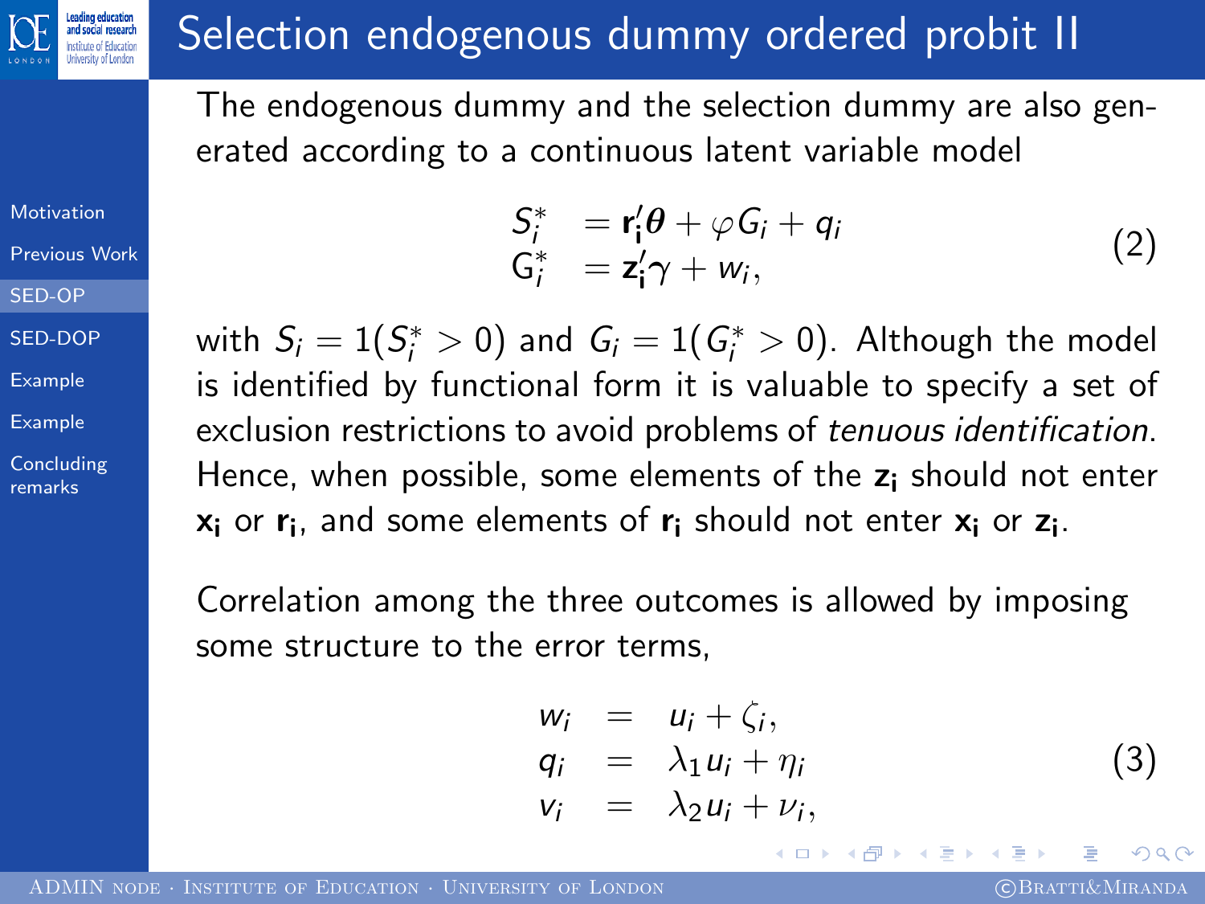# Selection endogenous dummy ordered probit II

The endogenous dummy and the selection dummy are also generated according to a continuous latent variable model

$$
\begin{aligned}
S_i^* &= \mathbf{r_i}'\boldsymbol{\theta} + \varphi G_i + q_i \\
G_i^* &= \mathbf{z_i}'\gamma + w_i,
\end{aligned}
\tag{2}
$$

with $S_i = 1(S_i^* > 0)$ and $G_i = 1(G_i^* > 0)$. Although the model is identified by functional form it is valuable to specify a set of exclusion restrictions to avoid problems of *tenuous identification*. Hence, when possible, some elements of the $\mathbf{z_i}$ should not enter $\mathbf{x_i}$ or $\mathbf{r_i}$, and some elements of $\mathbf{r_i}$ should not enter $\mathbf{x_i}$ or $\mathbf{z_i}$.

Correlation among the three outcomes is allowed by imposing some structure to the error terms,

$$
\begin{aligned}
w_i &= u_i + \zeta_i, \\
q_i &= \lambda_1 u_i + \eta_i \\
v_i &= \lambda_2 u_i + \nu_i,
\end{aligned}
\tag{3}
$$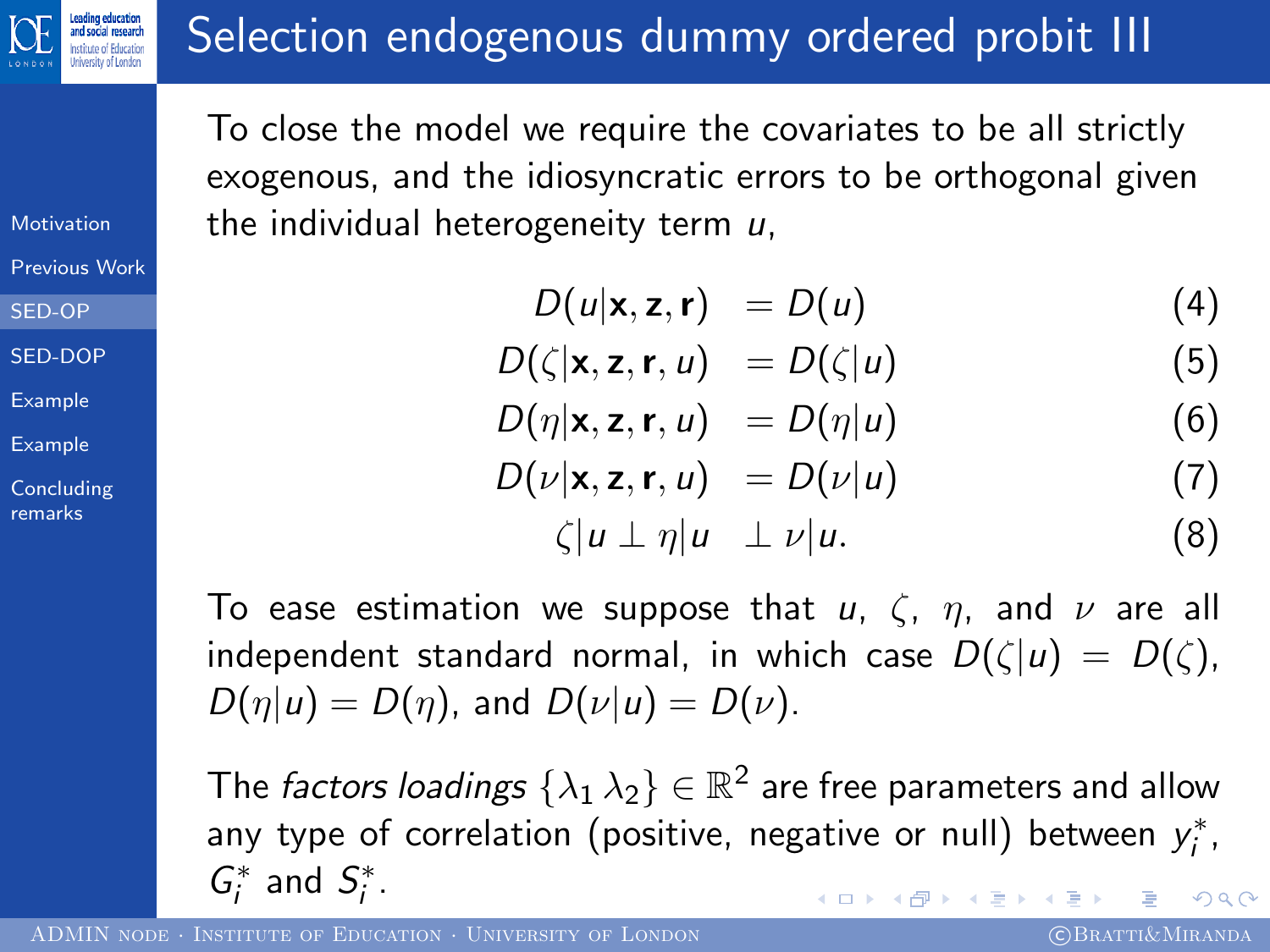# Selection endogenous dummy ordered probit III

To close the model we require the covariates to be all strictly exogenous, and the idiosyncratic errors to be orthogonal given the individual heterogeneity term $u$,

$$
\begin{aligned}
D(u|\mathbf{x}, \mathbf{z}, \mathbf{r}) &= D(u) && (4)\\
D(\zeta|\mathbf{x}, \mathbf{z}, \mathbf{r}, u) &= D(\zeta|u) && (5)\\
D(\eta|\mathbf{x}, \mathbf{z}, \mathbf{r}, u) &= D(\eta|u) && (6)\\
D(\nu|\mathbf{x}, \mathbf{z}, \mathbf{r}, u) &= D(\nu|u) && (7)\\
\zeta|u \perp \eta|u &\perp \nu|u. && (8)
\end{aligned}
$$

To ease estimation we suppose that $u$, $\zeta$, $\eta$, and $\nu$ are all independent standard normal, in which case $D(\zeta|u) = D(\zeta)$, $D(\eta|u) = D(\eta)$, and $D(\nu|u) = D(\nu)$.

The *factors loadings* $\{\lambda_1 \, \lambda_2\} \in \mathbb{R}^2$ are free parameters and allow any type of correlation (positive, negative or null) between $y_i^*$, $G_i^*$ and $S_i^*$.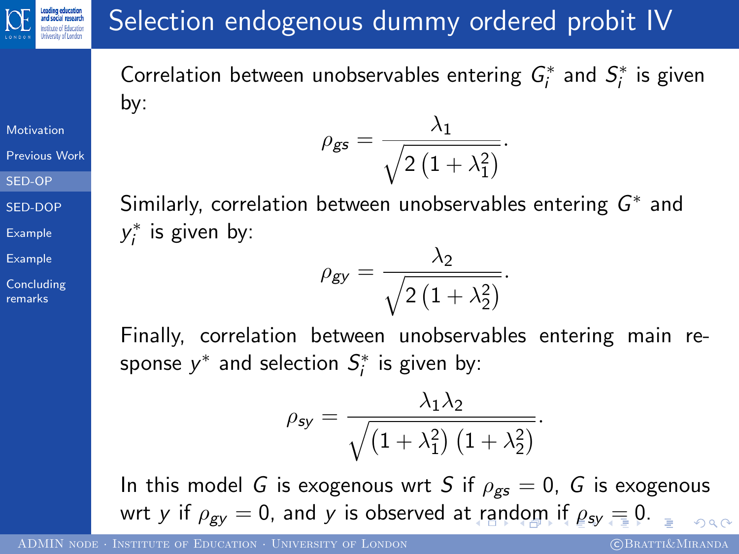# Selection endogenous dummy ordered probit IV

Correlation between unobservables entering $G_i^*$ and $S_i^*$ is given by:

$$\rho_{gs} = \frac{\lambda_1}{\sqrt{2\left(1+\lambda_1^2\right)}}.$$

Similarly, correlation between unobservables entering $G^*$ and $y_i^*$ is given by:

$$\rho_{gy} = \frac{\lambda_2}{\sqrt{2\left(1+\lambda_2^2\right)}}.$$

Finally, correlation between unobservables entering main response $y^*$ and selection $S_i^*$ is given by:

$$\rho_{sy} = \frac{\lambda_1 \lambda_2}{\sqrt{\left(1+\lambda_1^2\right)\left(1+\lambda_2^2\right)}}.$$

In this model $G$ is exogenous wrt $S$ if $\rho_{gs} = 0$, $G$ is exogenous wrt $y$ if $\rho_{gy} = 0$, and $y$ is observed at random if $\rho_{sy} = 0$.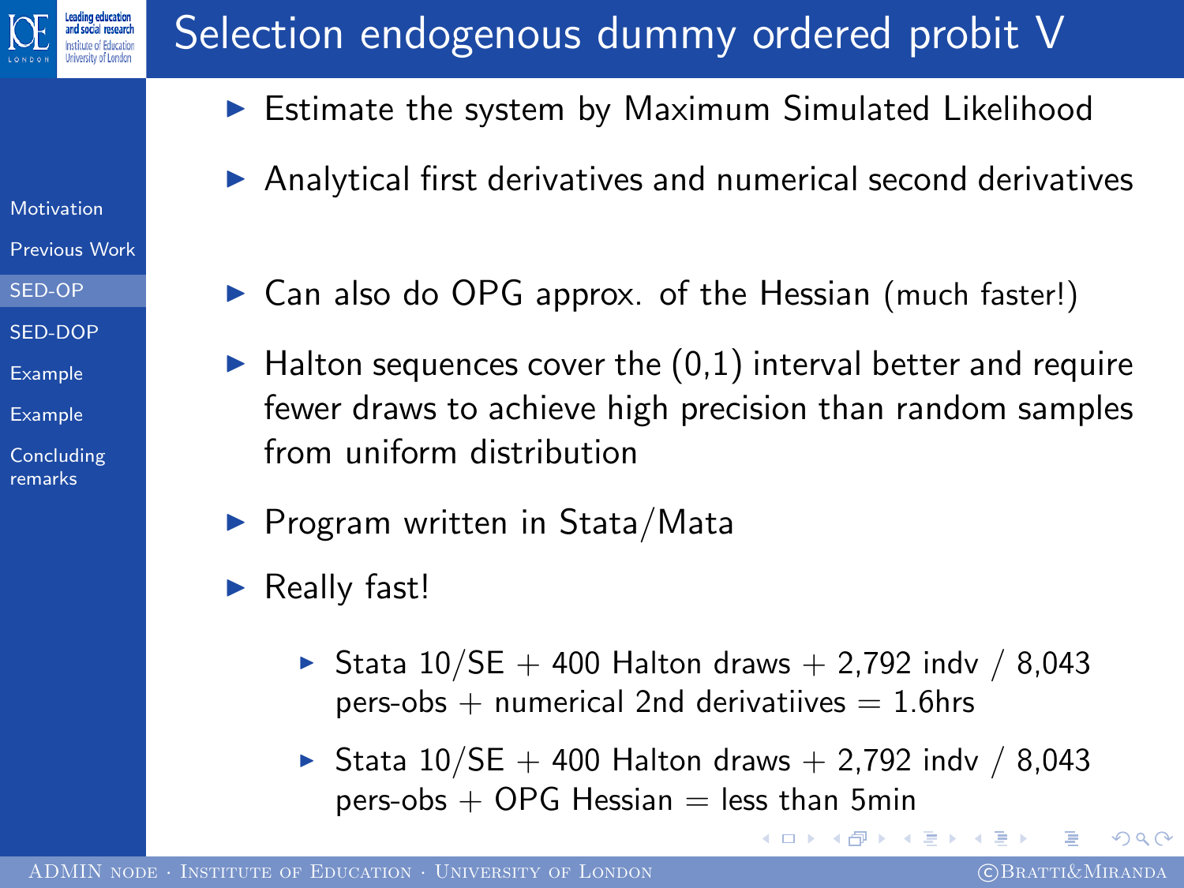# Selection endogenous dummy ordered probit V

- Estimate the system by Maximum Simulated Likelihood
- Analytical first derivatives and numerical second derivatives
- Can also do OPG approx. of the Hessian (much faster!)
- Halton sequences cover the (0,1) interval better and require fewer draws to achieve high precision than random samples from uniform distribution
- Program written in Stata/Mata
- Really fast!
  - Stata 10/SE + 400 Halton draws + 2,792 indv / 8,043 pers-obs + numerical 2nd derivatiives = 1.6hrs
  - Stata 10/SE + 400 Halton draws + 2,792 indv / 8,043 pers-obs + OPG Hessian = less than 5min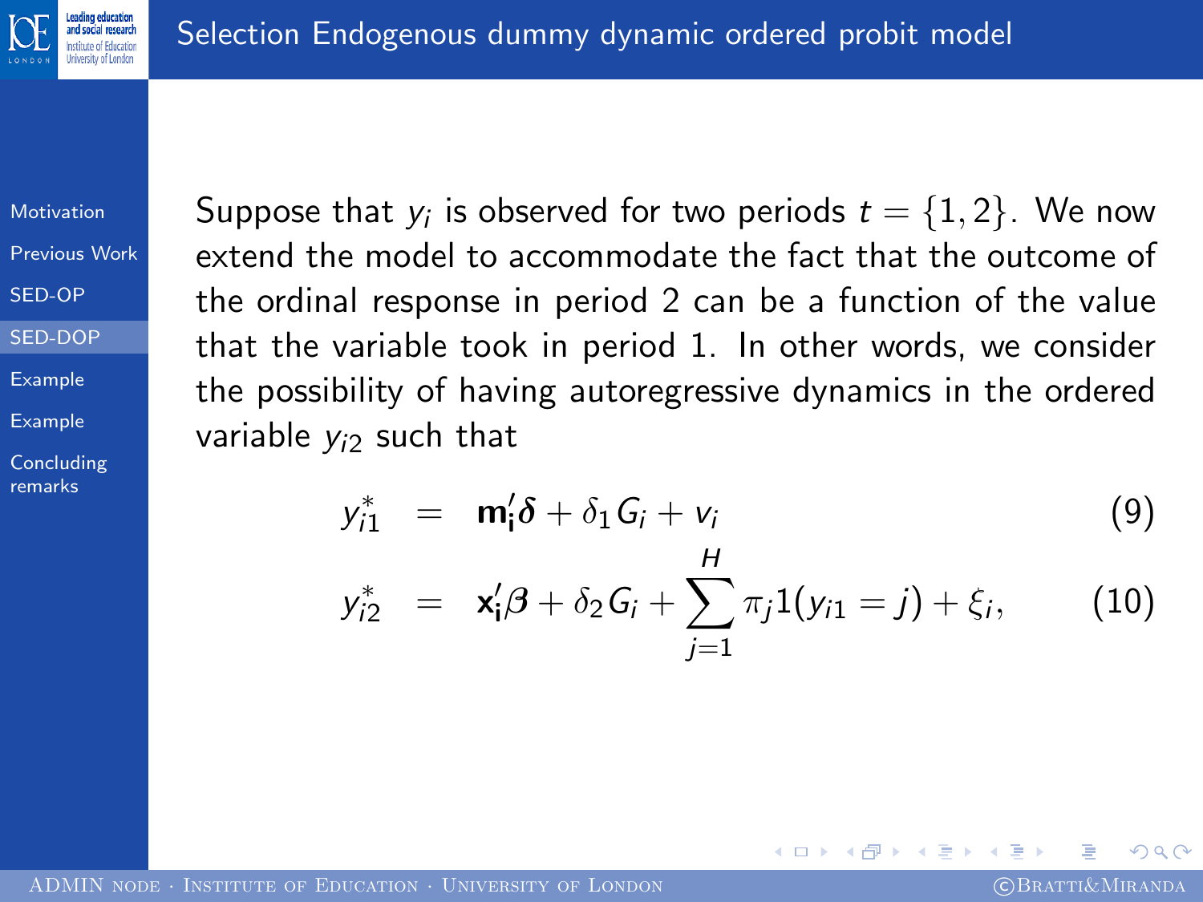# Selection Endogenous dummy dynamic ordered probit model

Suppose that $y_i$ is observed for two periods $t = \{1, 2\}$. We now extend the model to accommodate the fact that the outcome of the ordinal response in period 2 can be a function of the value that the variable took in period 1. In other words, we consider the possibility of having autoregressive dynamics in the ordered variable $y_{i2}$ such that

$$y_{i1}^* = \mathbf{m_i'}\boldsymbol{\delta} + \delta_1 G_i + v_i \tag{9}$$

$$y_{i2}^* = \mathbf{x_i'}\beta + \delta_2 G_i + \sum_{j=1}^{H} \pi_j 1(y_{i1} = j) + \xi_i, \tag{10}$$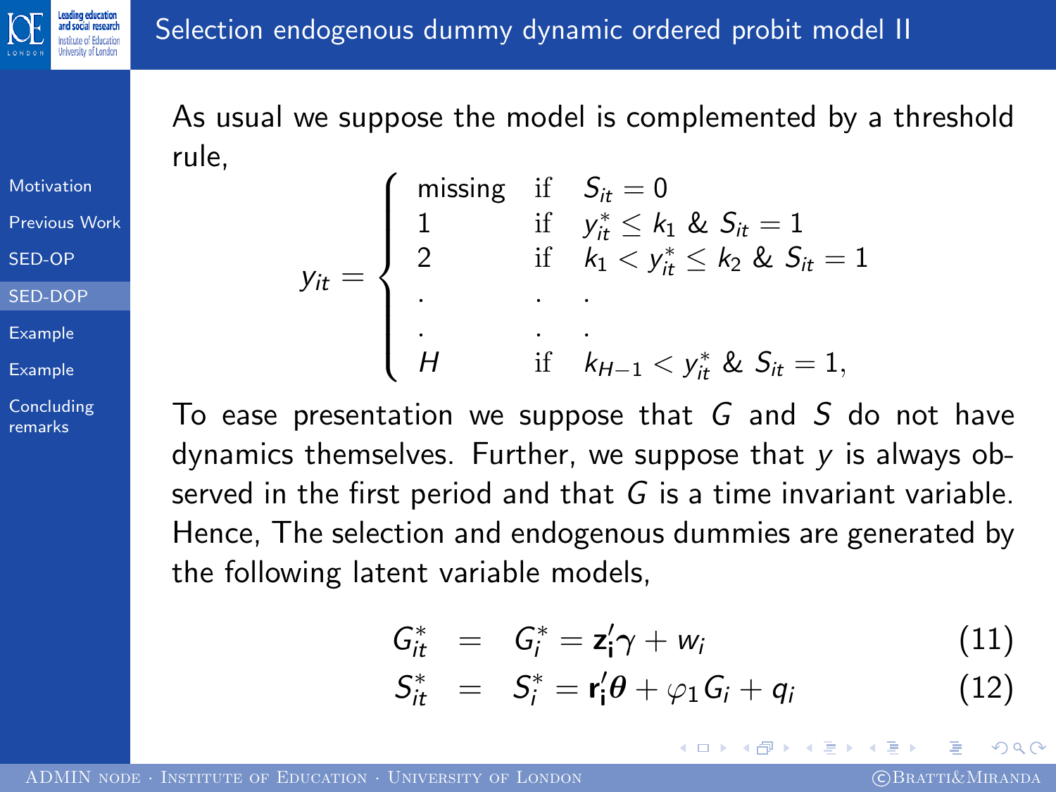# Selection endogenous dummy dynamic ordered probit model II

As usual we suppose the model is complemented by a threshold rule,

$$
y_{it} = \begin{cases} \text{missing} & \text{if} \quad S_{it} = 0 \\ 1 & \text{if} \quad y^*_{it} \leq k_1 \ \& \ S_{it} = 1 \\ 2 & \text{if} \quad k_1 < y^*_{it} \leq k_2 \ \& \ S_{it} = 1 \\ . & . \quad . \\ . & . \quad . \\ H & \text{if} \quad k_{H-1} < y^*_{it} \ \& \ S_{it} = 1, \end{cases}
$$

To ease presentation we suppose that $G$ and $S$ do not have dynamics themselves. Further, we suppose that $y$ is always observed in the first period and that $G$ is a time invariant variable. Hence, The selection and endogenous dummies are generated by the following latent variable models,

$$
G^*_{it} \quad = \quad G^*_i = \mathbf{z_i}'\gamma + w_i \tag{11}
$$

$$
S^*_{it} \quad = \quad S^*_i = \mathbf{r_i}'\boldsymbol{\theta} + \varphi_1 G_i + q_i \tag{12}
$$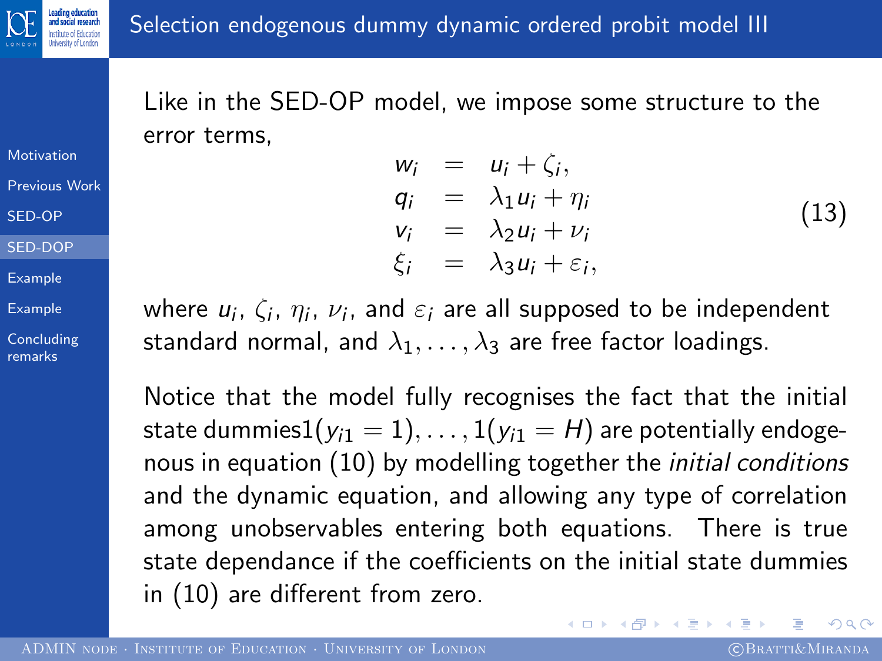# Selection endogenous dummy dynamic ordered probit model III

Like in the SED-OP model, we impose some structure to the error terms,

$$
\begin{aligned}
w_i &= u_i + \zeta_i, \\
q_i &= \lambda_1 u_i + \eta_i \\
v_i &= \lambda_2 u_i + \nu_i \\
\xi_i &= \lambda_3 u_i + \varepsilon_i,
\end{aligned}
\tag{13}
$$

where $u_i$, $\zeta_i$, $\eta_i$, $\nu_i$, and $\varepsilon_i$ are all supposed to be independent standard normal, and $\lambda_1, \ldots, \lambda_3$ are free factor loadings.

Notice that the model fully recognises the fact that the initial state dummies$1(y_{i1} = 1), \ldots, 1(y_{i1} = H)$ are potentially endogenous in equation (10) by modelling together the *initial conditions* and the dynamic equation, and allowing any type of correlation among unobservables entering both equations. There is true state dependance if the coefficients on the initial state dummies in (10) are different from zero.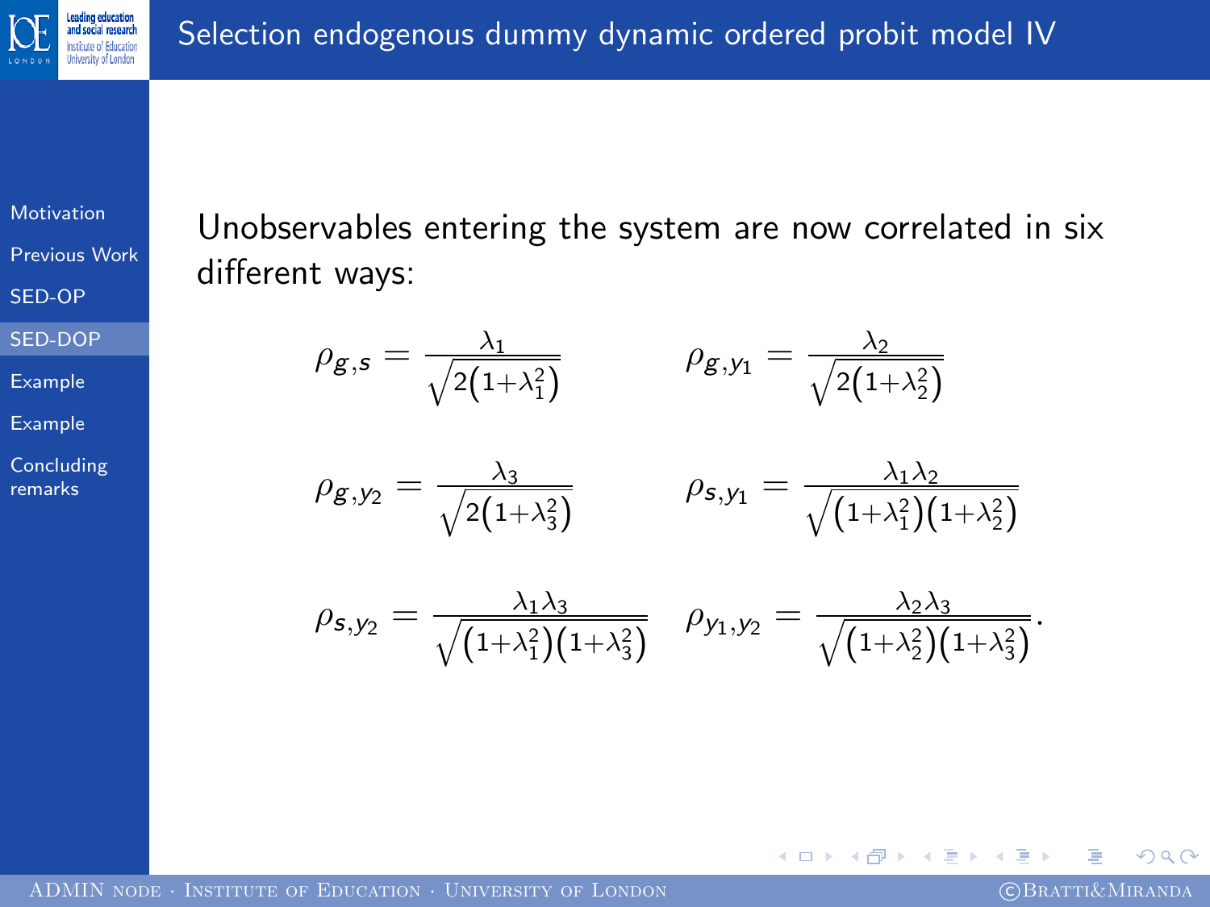# Selection endogenous dummy dynamic ordered probit model IV

Unobservables entering the system are now correlated in six different ways:

$$\rho_{g,s} = \frac{\lambda_1}{\sqrt{2\left(1+\lambda_1^2\right)}} \qquad \rho_{g,y_1} = \frac{\lambda_2}{\sqrt{2\left(1+\lambda_2^2\right)}}$$

$$\rho_{g,y_2} = \frac{\lambda_3}{\sqrt{2\left(1+\lambda_3^2\right)}} \qquad \rho_{s,y_1} = \frac{\lambda_1\lambda_2}{\sqrt{\left(1+\lambda_1^2\right)\left(1+\lambda_2^2\right)}}$$

$$\rho_{s,y_2} = \frac{\lambda_1\lambda_3}{\sqrt{\left(1+\lambda_1^2\right)\left(1+\lambda_3^2\right)}} \qquad \rho_{y_1,y_2} = \frac{\lambda_2\lambda_3}{\sqrt{\left(1+\lambda_2^2\right)\left(1+\lambda_3^2\right)}}.$$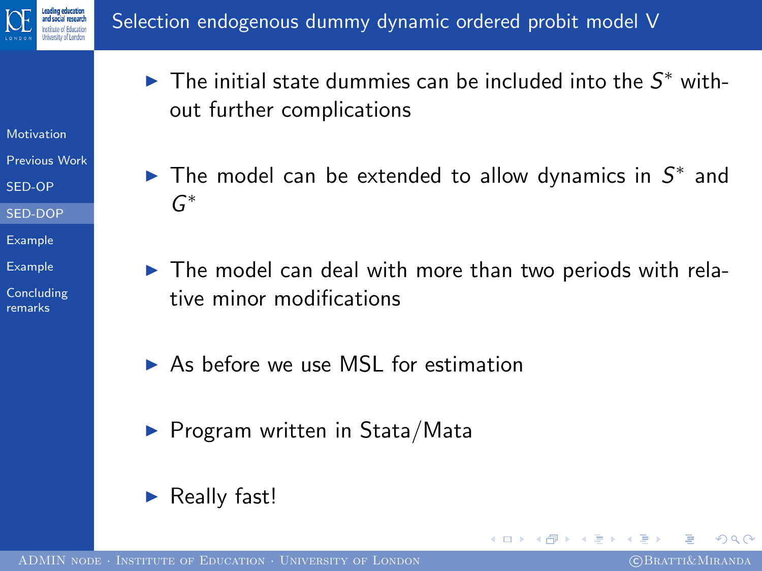## Selection endogenous dummy dynamic ordered probit model V

- The initial state dummies can be included into the $S^*$ without further complications
- The model can be extended to allow dynamics in $S^*$ and $G^*$
- The model can deal with more than two periods with relative minor modifications
- As before we use MSL for estimation
- Program written in Stata/Mata
- Really fast!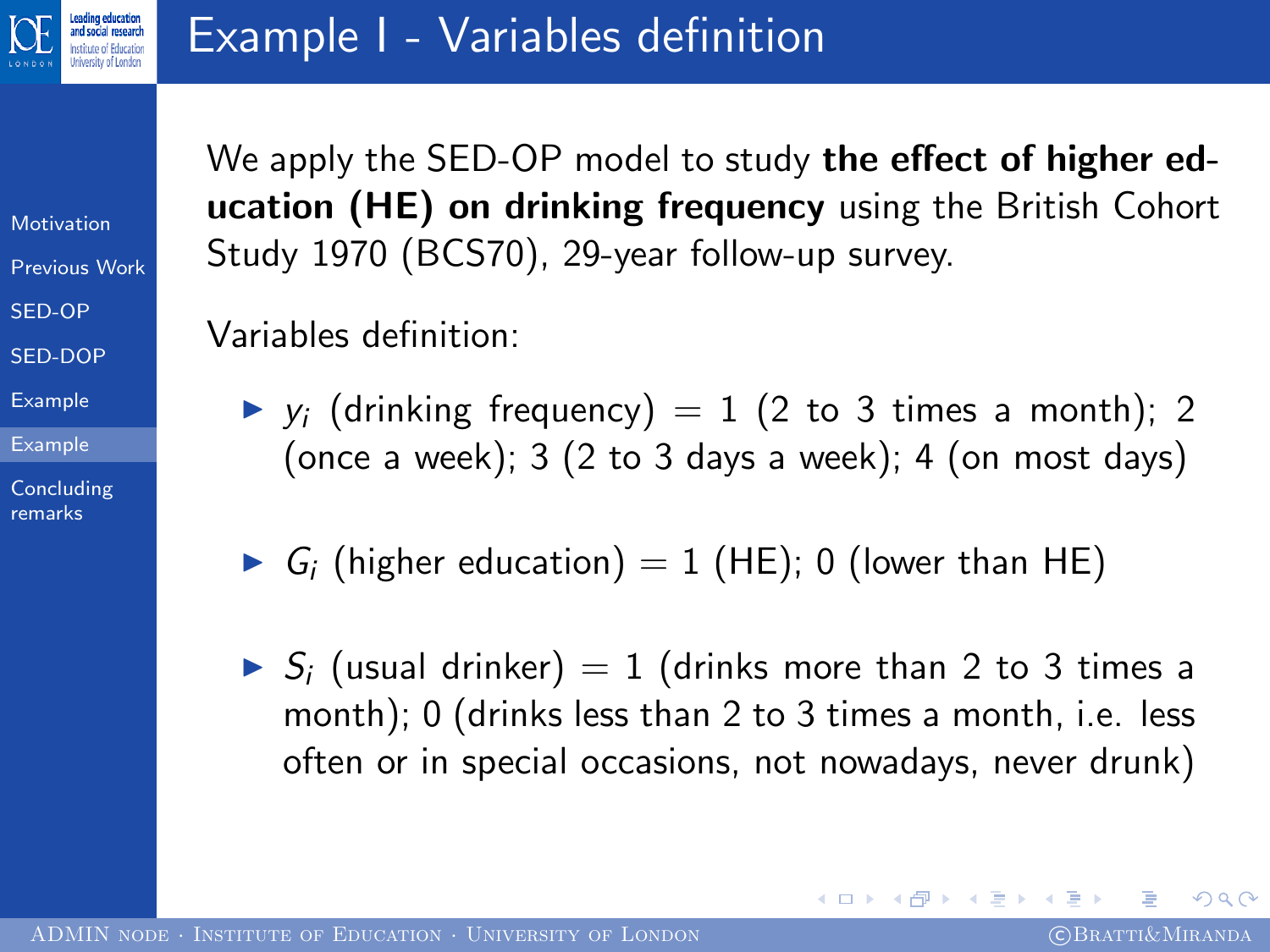# Example I - Variables definition

We apply the SED-OP model to study **the effect of higher education (HE) on drinking frequency** using the British Cohort Study 1970 (BCS70), 29-year follow-up survey.

Variables definition:

- $y_i$ (drinking frequency) = 1 (2 to 3 times a month); 2 (once a week); 3 (2 to 3 days a week); 4 (on most days)
- $G_i$ (higher education) = 1 (HE); 0 (lower than HE)
- $S_i$ (usual drinker) = 1 (drinks more than 2 to 3 times a month); 0 (drinks less than 2 to 3 times a month, i.e. less often or in special occasions, not nowadays, never drunk)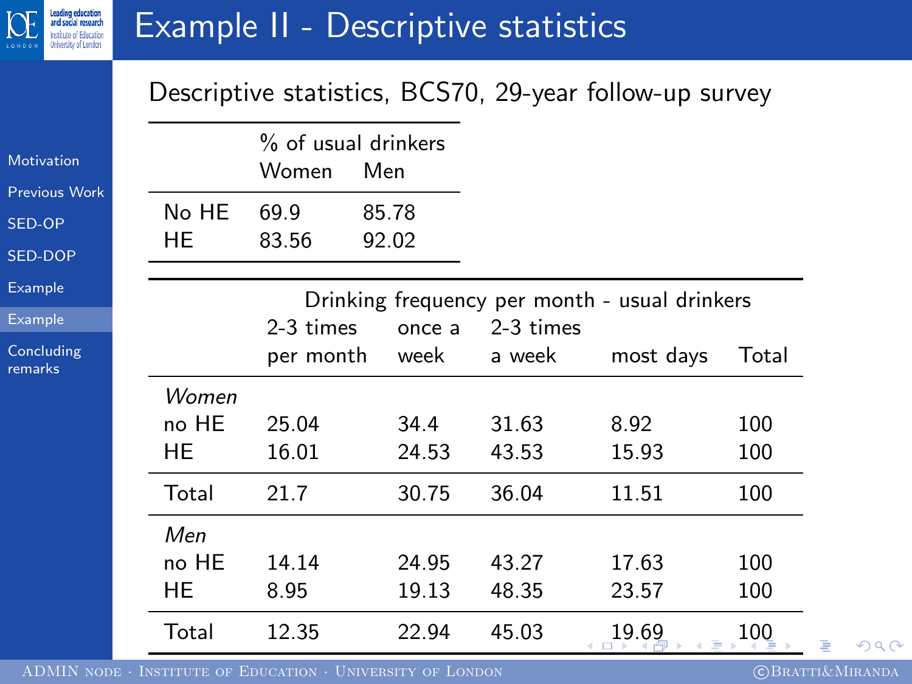# Example II - Descriptive statistics

Descriptive statistics, BCS70, 29-year follow-up survey

| | % of usual drinkers | |
|---|---|---|
| | Women | Men |
| No HE | 69.9 | 85.78 |
| HE | 83.56 | 92.02 |

| | Drinking frequency per month - usual drinkers | | | | |
|---|---|---|---|---|---|
| | 2-3 times per month | once a week | 2-3 times a week | most days | Total |
| *Women* | | | | | |
| no HE | 25.04 | 34.4 | 31.63 | 8.92 | 100 |
| HE | 16.01 | 24.53 | 43.53 | 15.93 | 100 |
| Total | 21.7 | 30.75 | 36.04 | 11.51 | 100 |
| *Men* | | | | | |
| no HE | 14.14 | 24.95 | 43.27 | 17.63 | 100 |
| HE | 8.95 | 19.13 | 48.35 | 23.57 | 100 |
| Total | 12.35 | 22.94 | 45.03 | 19.69 | 100 |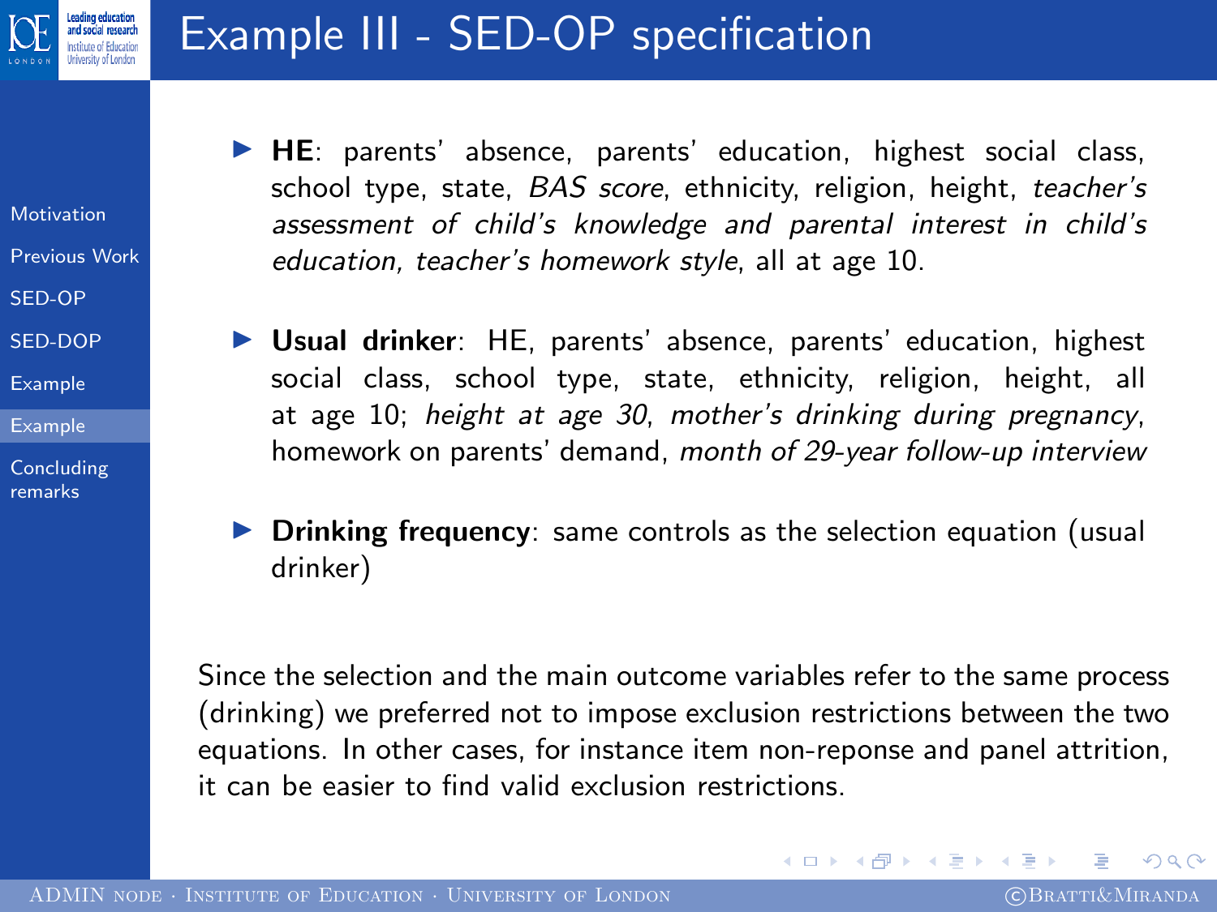# Example III - SED-OP specification

- **HE**: parents' absence, parents' education, highest social class, school type, state, *BAS score*, ethnicity, religion, height, *teacher's assessment of child's knowledge and parental interest in child's education, teacher's homework style*, all at age 10.

- **Usual drinker**: HE, parents' absence, parents' education, highest social class, school type, state, ethnicity, religion, height, all at age 10; *height at age 30*, *mother's drinking during pregnancy*, homework on parents' demand, *month of 29-year follow-up interview*

- **Drinking frequency**: same controls as the selection equation (usual drinker)

Since the selection and the main outcome variables refer to the same process (drinking) we preferred not to impose exclusion restrictions between the two equations. In other cases, for instance item non-reponse and panel attrition, it can be easier to find valid exclusion restrictions.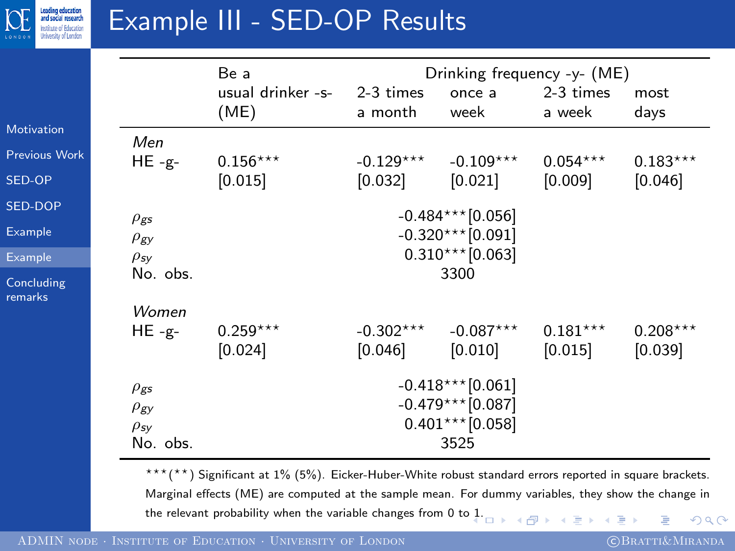# Example III - SED-OP Results

| | Be a usual drinker -s- (ME) | Drinking frequency -y- (ME) | | | |
|---|---|---|---|---|---|
| | | 2-3 times a month | once a week | 2-3 times a week | most days |
| *Men* | | | | | |
| HE -g- | 0.156*** | -0.129*** | -0.109*** | 0.054*** | 0.183*** |
| | [0.015] | [0.032] | [0.021] | [0.009] | [0.046] |
| $\rho_{gs}$ | | | -0.484*** [0.056] | | |
| $\rho_{gy}$ | | | -0.320*** [0.091] | | |
| $\rho_{sy}$ | | | 0.310*** [0.063] | | |
| No. obs. | | | 3300 | | |
| *Women* | | | | | |
| HE -g- | 0.259*** | -0.302*** | -0.087*** | 0.181*** | 0.208*** |
| | [0.024] | [0.046] | [0.010] | [0.015] | [0.039] |
| $\rho_{gs}$ | | | -0.418*** [0.061] | | |
| $\rho_{gy}$ | | | -0.479*** [0.087] | | |
| $\rho_{sy}$ | | | 0.401*** [0.058] | | |
| No. obs. | | | 3525 | | |

***(**) Significant at 1% (5%). Eicker-Huber-White robust standard errors reported in square brackets. Marginal effects (ME) are computed at the sample mean. For dummy variables, they show the change in the relevant probability when the variable changes from 0 to 1.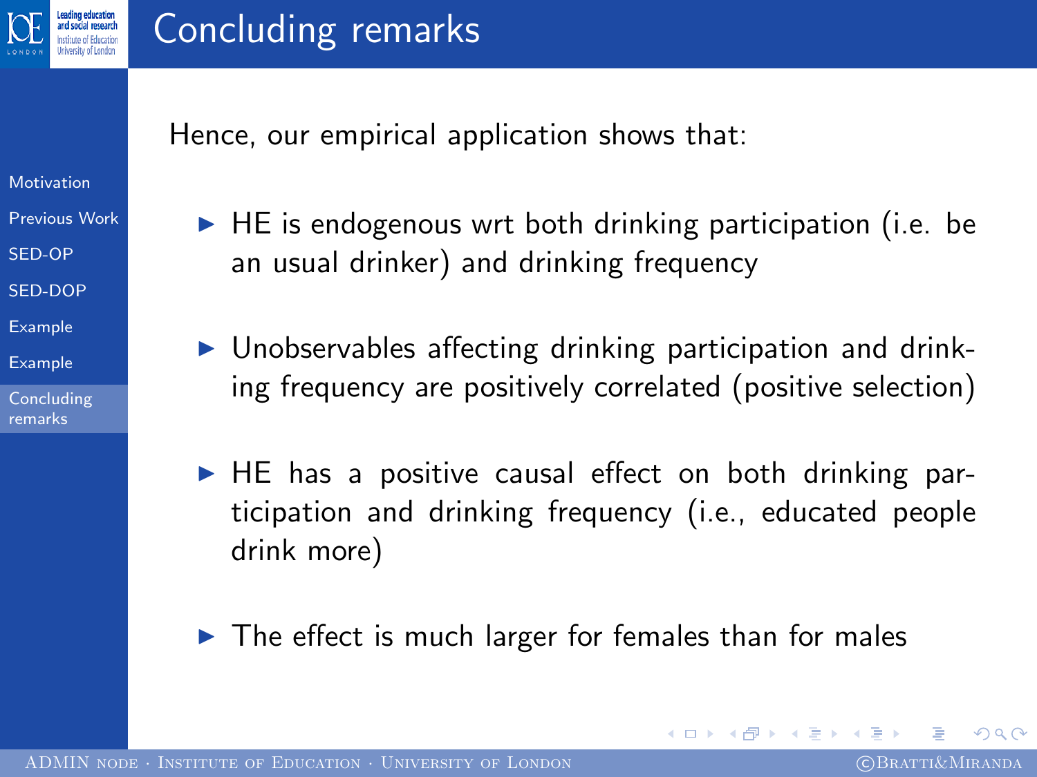# Concluding remarks

Hence, our empirical application shows that:

- HE is endogenous wrt both drinking participation (i.e. be an usual drinker) and drinking frequency
- Unobservables affecting drinking participation and drinking frequency are positively correlated (positive selection)
- HE has a positive causal effect on both drinking participation and drinking frequency (i.e., educated people drink more)
- The effect is much larger for females than for males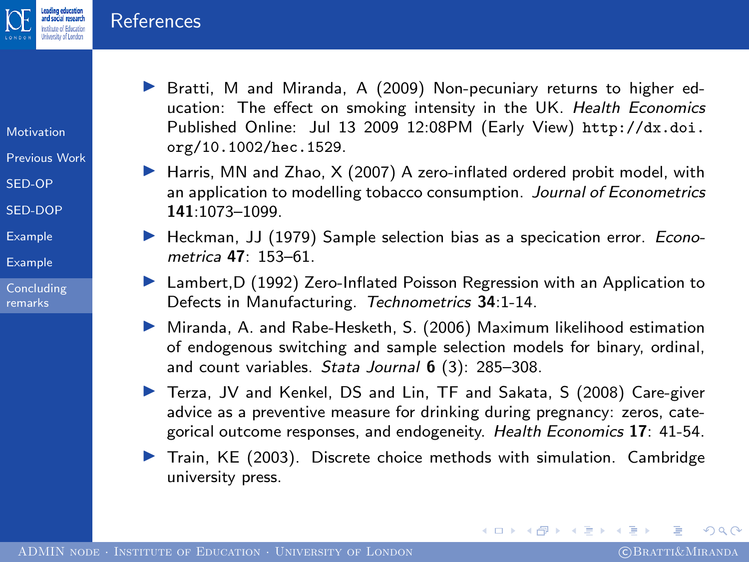# References

- Bratti, M and Miranda, A (2009) Non-pecuniary returns to higher education: The effect on smoking intensity in the UK. *Health Economics* Published Online: Jul 13 2009 12:08PM (Early View) http://dx.doi.org/10.1002/hec.1529.
- Harris, MN and Zhao, X (2007) A zero-inflated ordered probit model, with an application to modelling tobacco consumption. *Journal of Econometrics* **141**:1073–1099.
- Heckman, JJ (1979) Sample selection bias as a specication error. *Econometrica* **47**: 153–61.
- Lambert,D (1992) Zero-Inflated Poisson Regression with an Application to Defects in Manufacturing. *Technometrics* **34**:1-14.
- Miranda, A. and Rabe-Hesketh, S. (2006) Maximum likelihood estimation of endogenous switching and sample selection models for binary, ordinal, and count variables. *Stata Journal* **6** (3): 285–308.
- Terza, JV and Kenkel, DS and Lin, TF and Sakata, S (2008) Care-giver advice as a preventive measure for drinking during pregnancy: zeros, categorical outcome responses, and endogeneity. *Health Economics* **17**: 41-54.
- Train, KE (2003). Discrete choice methods with simulation. Cambridge university press.